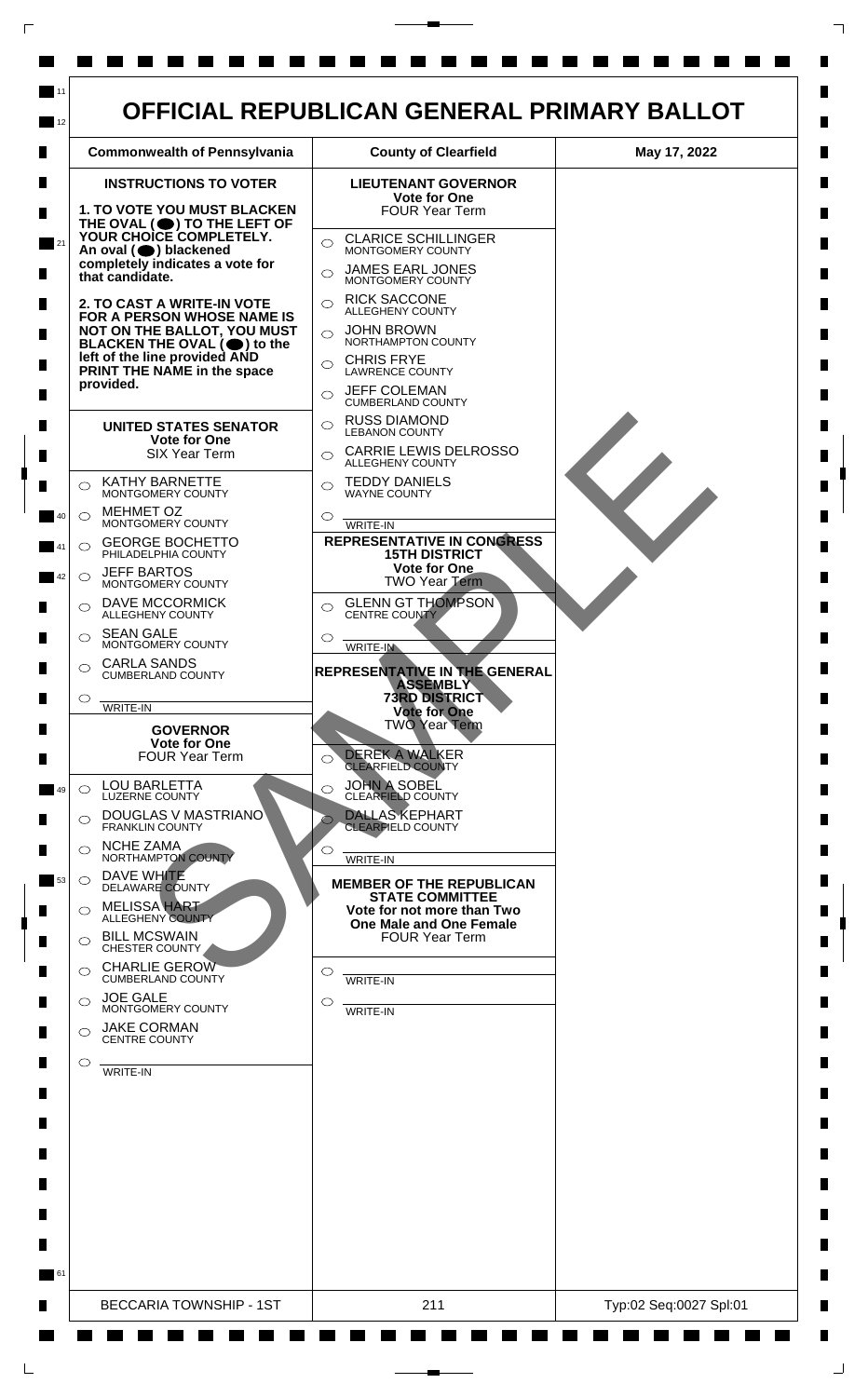# OFFICIAL REPUBLICAN GENERAL PRIMARY BALLOT

| Commonwealth of Pennsylvania | County of Clearfield | May 17, 2022 |
|---|---|---|

## INSTRUCTIONS TO VOTER

**1. TO VOTE YOU MUST BLACKEN THE OVAL (⬤) TO THE LEFT OF YOUR CHOICE COMPLETELY.** An oval (⬤) blackened completely indicates a vote for that candidate.

**2. TO CAST A WRITE-IN VOTE FOR A PERSON WHOSE NAME IS NOT ON THE BALLOT, YOU MUST BLACKEN THE OVAL (⬤) to the left of the line provided AND PRINT THE NAME in the space provided.**

## UNITED STATES SENATOR
**Vote for One**
SIX Year Term

- ◯ KATHY BARNETTE — MONTGOMERY COUNTY
- ◯ MEHMET OZ — MONTGOMERY COUNTY
- ◯ GEORGE BOCHETTO — PHILADELPHIA COUNTY
- ◯ JEFF BARTOS — MONTGOMERY COUNTY
- ◯ DAVE MCCORMICK — ALLEGHENY COUNTY
- ◯ SEAN GALE — MONTGOMERY COUNTY
- ◯ CARLA SANDS — CUMBERLAND COUNTY
- ◯ ________ WRITE-IN

## GOVERNOR
**Vote for One**
FOUR Year Term

- ◯ LOU BARLETTA — LUZERNE COUNTY
- ◯ DOUGLAS V MASTRIANO — FRANKLIN COUNTY
- ◯ NCHE ZAMA — NORTHAMPTON COUNTY
- ◯ DAVE WHITE — DELAWARE COUNTY
- ◯ MELISSA HART — ALLEGHENY COUNTY
- ◯ BILL MCSWAIN — CHESTER COUNTY
- ◯ CHARLIE GEROW — CUMBERLAND COUNTY
- ◯ JOE GALE — MONTGOMERY COUNTY
- ◯ JAKE CORMAN — CENTRE COUNTY
- ◯ ________ WRITE-IN

## LIEUTENANT GOVERNOR
**Vote for One**
FOUR Year Term

- ◯ CLARICE SCHILLINGER — MONTGOMERY COUNTY
- ◯ JAMES EARL JONES — MONTGOMERY COUNTY
- ◯ RICK SACCONE — ALLEGHENY COUNTY
- ◯ JOHN BROWN — NORTHAMPTON COUNTY
- ◯ CHRIS FRYE — LAWRENCE COUNTY
- ◯ JEFF COLEMAN — CUMBERLAND COUNTY
- ◯ RUSS DIAMOND — LEBANON COUNTY
- ◯ CARRIE LEWIS DELROSSO — ALLEGHENY COUNTY
- ◯ TEDDY DANIELS — WAYNE COUNTY
- ◯ ________ WRITE-IN

## REPRESENTATIVE IN CONGRESS
**15TH DISTRICT**
**Vote for One**
TWO Year Term

- ◯ GLENN GT THOMPSON — CENTRE COUNTY
- ◯ ________ WRITE-IN

## REPRESENTATIVE IN THE GENERAL ASSEMBLY
**73RD DISTRICT**
**Vote for One**
TWO Year Term

- ◯ DEREK A WALKER — CLEARFIELD COUNTY
- ◯ JOHN A SOBEL — CLEARFIELD COUNTY
- ◯ DALLAS KEPHART — CLEARFIELD COUNTY
- ◯ ________ WRITE-IN

## MEMBER OF THE REPUBLICAN STATE COMMITTEE
**Vote for not more than Two**
**One Male and One Female**
FOUR Year Term

- ◯ ________ WRITE-IN
- ◯ ________ WRITE-IN

SAMPLE

| BECCARIA TOWNSHIP - 1ST | 211 | Typ:02 Seq:0027 Spl:01 |
|---|---|---|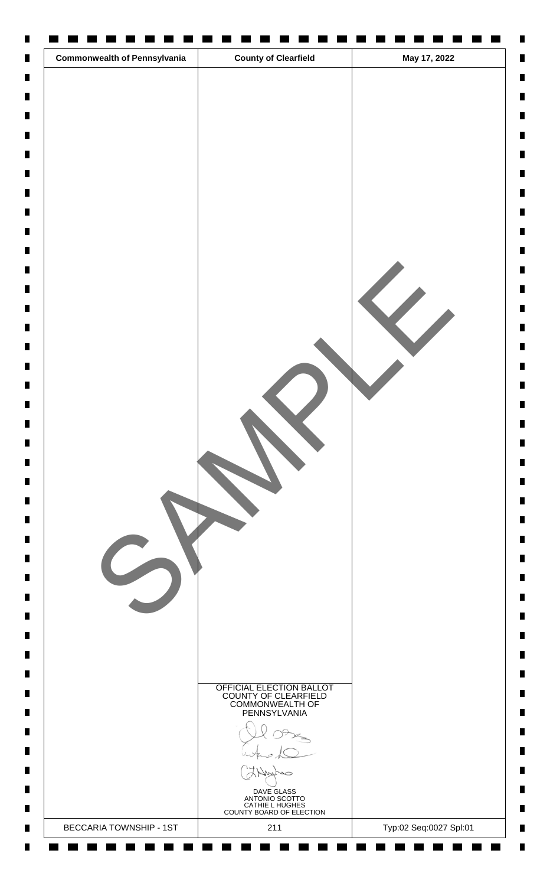| Commonwealth of Pennsylvania | County of Clearfield | May 17, 2022 |
|---|---|---|
| | OFFICIAL ELECTION BALLOT<br>COUNTY OF CLEARFIELD<br>COMMONWEALTH OF PENNSYLVANIA<br><br>DAVE GLASS<br>ANTONIO SCOTTO<br>CATHIE L HUGHES<br>COUNTY BOARD OF ELECTION | |
| BECCARIA TOWNSHIP - 1ST | 211 | Typ:02 Seq:0027 Spl:01 |

SAMPLE